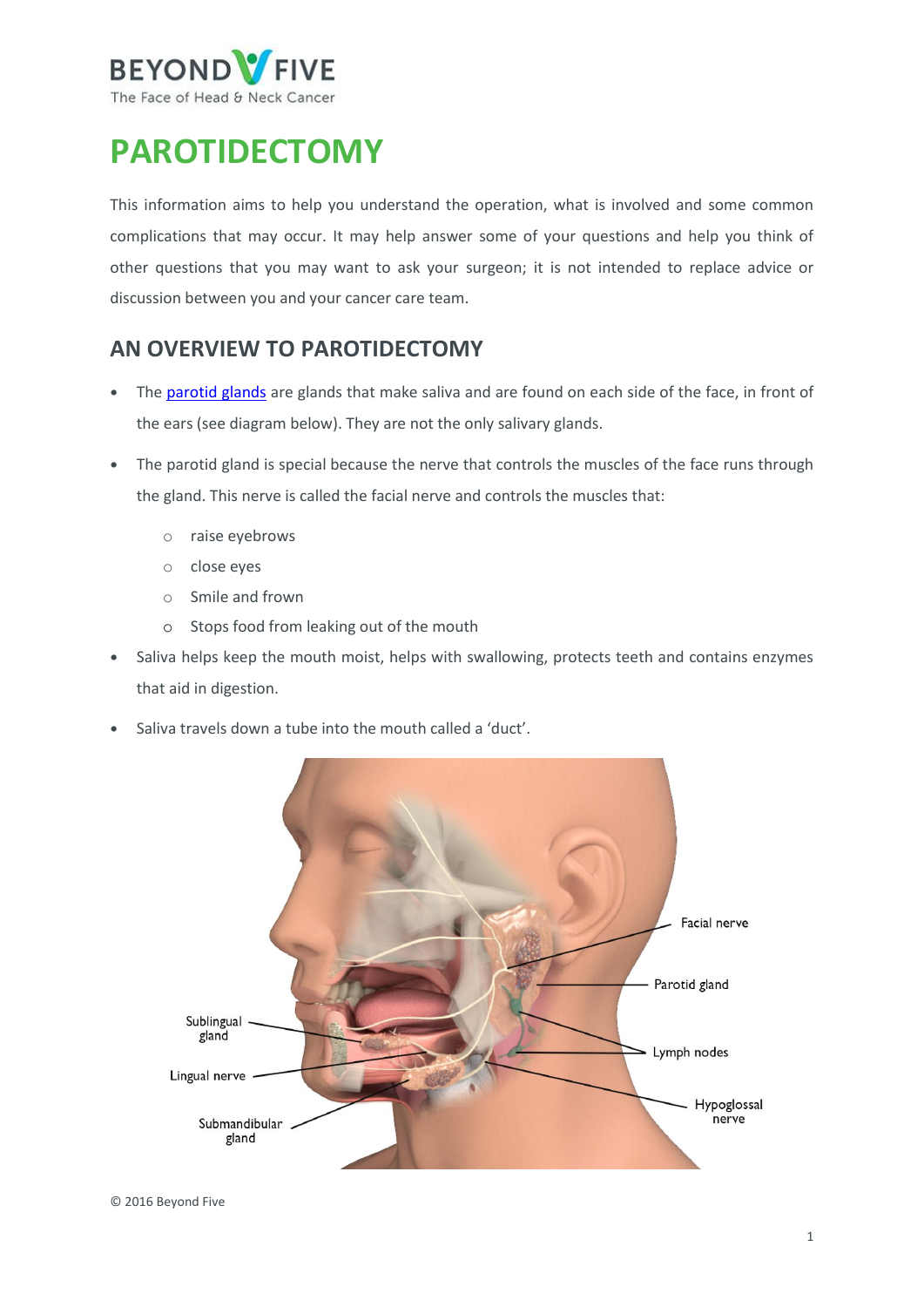# PAROTIDECTOMY

This information aims to help you understand the operation, what is involved and some common complications that may occur. It may help answer some of your questions and help you think of other questions that you may want to ask your surgeon; it is not intended to replace advice or discussion between you and your cancer care team.

## AN OVERVIEW TO PAROTIDECTOMY

- The parotid glands are glands that make saliva and are found on each side of the face, in front of the ears (see diagram below). They are not the only salivary glands.
- The parotid gland is special because the nerve that controls the muscles of the face runs through the gland. This nerve is called the facial nerve and controls the muscles that:
  - raise eyebrows
  - close eyes
  - Smile and frown
  - Stops food from leaking out of the mouth
- Saliva helps keep the mouth moist, helps with swallowing, protects teeth and contains enzymes that aid in digestion.
- Saliva travels down a tube into the mouth called a 'duct'.

Facial nerve

Parotid gland

Lymph nodes

Hypoglossal nerve

Sublingual gland

Lingual nerve

Submandibular gland

© 2016 Beyond Five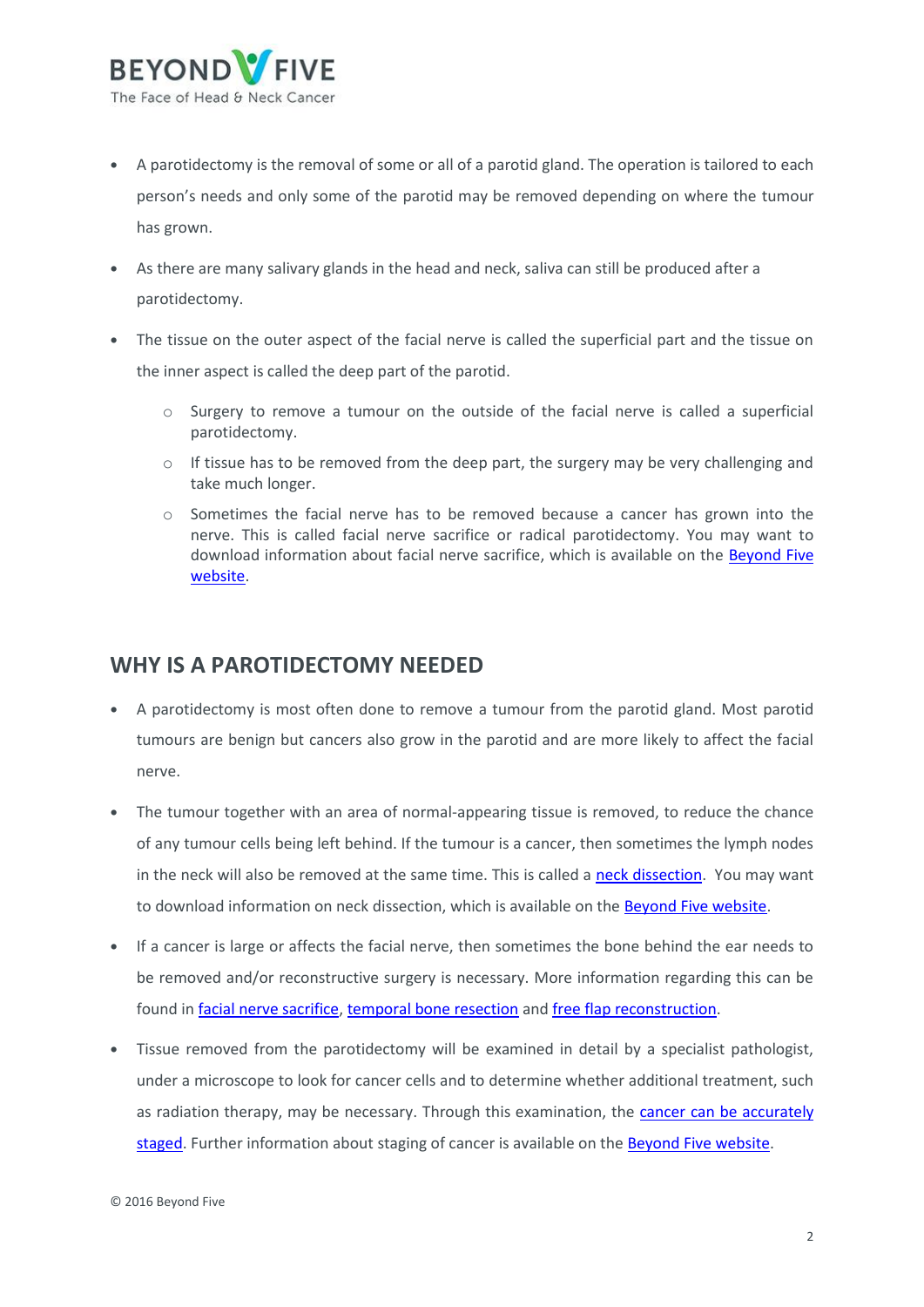- A parotidectomy is the removal of some or all of a parotid gland. The operation is tailored to each person's needs and only some of the parotid may be removed depending on where the tumour has grown.
- As there are many salivary glands in the head and neck, saliva can still be produced after a parotidectomy.
- The tissue on the outer aspect of the facial nerve is called the superficial part and the tissue on the inner aspect is called the deep part of the parotid.
    - Surgery to remove a tumour on the outside of the facial nerve is called a superficial parotidectomy.
    - If tissue has to be removed from the deep part, the surgery may be very challenging and take much longer.
    - Sometimes the facial nerve has to be removed because a cancer has grown into the nerve. This is called facial nerve sacrifice or radical parotidectomy. You may want to download information about facial nerve sacrifice, which is available on the Beyond Five website.

## WHY IS A PAROTIDECTOMY NEEDED

- A parotidectomy is most often done to remove a tumour from the parotid gland. Most parotid tumours are benign but cancers also grow in the parotid and are more likely to affect the facial nerve.
- The tumour together with an area of normal-appearing tissue is removed, to reduce the chance of any tumour cells being left behind. If the tumour is a cancer, then sometimes the lymph nodes in the neck will also be removed at the same time. This is called a neck dissection. You may want to download information on neck dissection, which is available on the Beyond Five website.
- If a cancer is large or affects the facial nerve, then sometimes the bone behind the ear needs to be removed and/or reconstructive surgery is necessary. More information regarding this can be found in facial nerve sacrifice, temporal bone resection and free flap reconstruction.
- Tissue removed from the parotidectomy will be examined in detail by a specialist pathologist, under a microscope to look for cancer cells and to determine whether additional treatment, such as radiation therapy, may be necessary. Through this examination, the cancer can be accurately staged. Further information about staging of cancer is available on the Beyond Five website.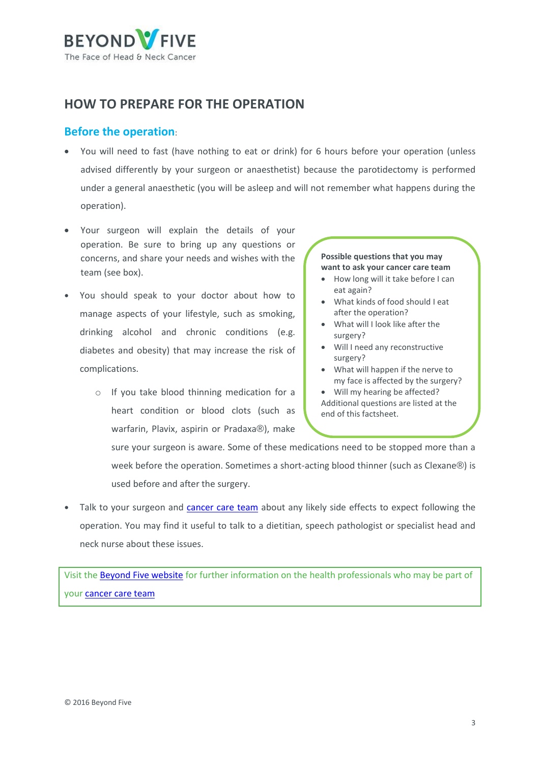## HOW TO PREPARE FOR THE OPERATION

### Before the operation:

- You will need to fast (have nothing to eat or drink) for 6 hours before your operation (unless advised differently by your surgeon or anaesthetist) because the parotidectomy is performed under a general anaesthetic (you will be asleep and will not remember what happens during the operation).
- Your surgeon will explain the details of your operation. Be sure to bring up any questions or concerns, and share your needs and wishes with the team (see box).
- You should speak to your doctor about how to manage aspects of your lifestyle, such as smoking, drinking alcohol and chronic conditions (e.g. diabetes and obesity) that may increase the risk of complications.
    - If you take blood thinning medication for a heart condition or blood clots (such as warfarin, Plavix, aspirin or Pradaxa®), make sure your surgeon is aware. Some of these medications need to be stopped more than a week before the operation. Sometimes a short-acting blood thinner (such as Clexane®) is used before and after the surgery.
- Talk to your surgeon and [cancer care team] about any likely side effects to expect following the operation. You may find it useful to talk to a dietitian, speech pathologist or specialist head and neck nurse about these issues.

> **Possible questions that you may want to ask your cancer care team**
> - How long will it take before I can eat again?
> - What kinds of food should I eat after the operation?
> - What will I look like after the surgery?
> - Will I need any reconstructive surgery?
> - What will happen if the nerve to my face is affected by the surgery?
> - Will my hearing be affected?
>
> Additional questions are listed at the end of this factsheet.

> Visit the [Beyond Five website] for further information on the health professionals who may be part of your [cancer care team]

© 2016 Beyond Five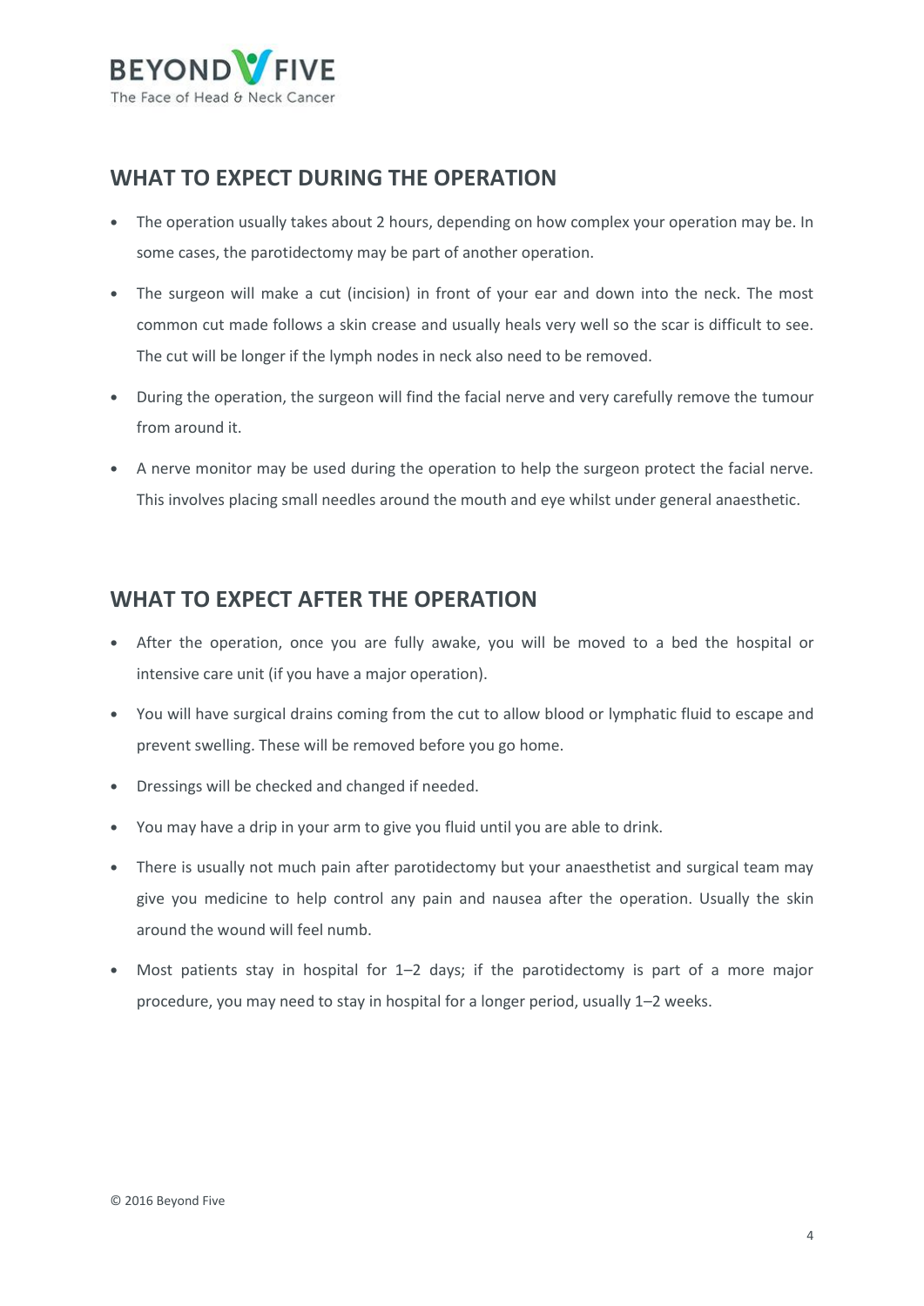## WHAT TO EXPECT DURING THE OPERATION

- The operation usually takes about 2 hours, depending on how complex your operation may be. In some cases, the parotidectomy may be part of another operation.
- The surgeon will make a cut (incision) in front of your ear and down into the neck. The most common cut made follows a skin crease and usually heals very well so the scar is difficult to see. The cut will be longer if the lymph nodes in neck also need to be removed.
- During the operation, the surgeon will find the facial nerve and very carefully remove the tumour from around it.
- A nerve monitor may be used during the operation to help the surgeon protect the facial nerve. This involves placing small needles around the mouth and eye whilst under general anaesthetic.

## WHAT TO EXPECT AFTER THE OPERATION

- After the operation, once you are fully awake, you will be moved to a bed the hospital or intensive care unit (if you have a major operation).
- You will have surgical drains coming from the cut to allow blood or lymphatic fluid to escape and prevent swelling. These will be removed before you go home.
- Dressings will be checked and changed if needed.
- You may have a drip in your arm to give you fluid until you are able to drink.
- There is usually not much pain after parotidectomy but your anaesthetist and surgical team may give you medicine to help control any pain and nausea after the operation. Usually the skin around the wound will feel numb.
- Most patients stay in hospital for 1–2 days; if the parotidectomy is part of a more major procedure, you may need to stay in hospital for a longer period, usually 1–2 weeks.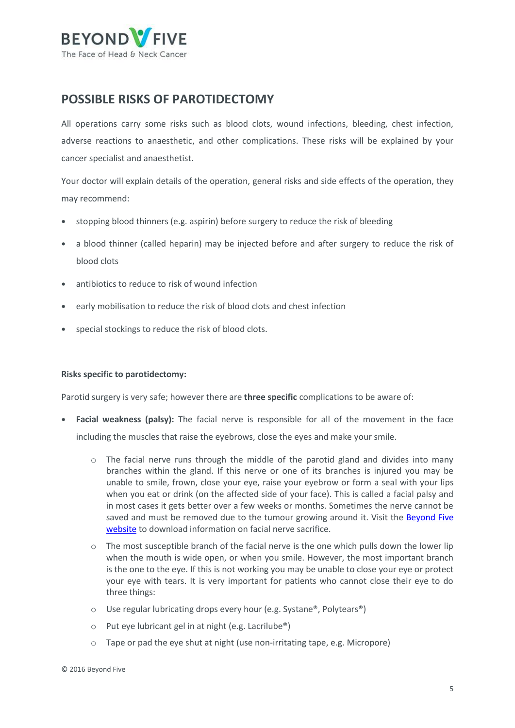## POSSIBLE RISKS OF PAROTIDECTOMY

All operations carry some risks such as blood clots, wound infections, bleeding, chest infection, adverse reactions to anaesthetic, and other complications. These risks will be explained by your cancer specialist and anaesthetist.

Your doctor will explain details of the operation, general risks and side effects of the operation, they may recommend:

- stopping blood thinners (e.g. aspirin) before surgery to reduce the risk of bleeding
- a blood thinner (called heparin) may be injected before and after surgery to reduce the risk of blood clots
- antibiotics to reduce to risk of wound infection
- early mobilisation to reduce the risk of blood clots and chest infection
- special stockings to reduce the risk of blood clots.

**Risks specific to parotidectomy:**

Parotid surgery is very safe; however there are **three specific** complications to be aware of:

- **Facial weakness (palsy):** The facial nerve is responsible for all of the movement in the face including the muscles that raise the eyebrows, close the eyes and make your smile.
  - The facial nerve runs through the middle of the parotid gland and divides into many branches within the gland. If this nerve or one of its branches is injured you may be unable to smile, frown, close your eye, raise your eyebrow or form a seal with your lips when you eat or drink (on the affected side of your face). This is called a facial palsy and in most cases it gets better over a few weeks or months. Sometimes the nerve cannot be saved and must be removed due to the tumour growing around it. Visit the Beyond Five website to download information on facial nerve sacrifice.
  - The most susceptible branch of the facial nerve is the one which pulls down the lower lip when the mouth is wide open, or when you smile. However, the most important branch is the one to the eye. If this is not working you may be unable to close your eye or protect your eye with tears. It is very important for patients who cannot close their eye to do three things:
  - Use regular lubricating drops every hour (e.g. Systane®, Polytears®)
  - Put eye lubricant gel in at night (e.g. Lacrilube®)
  - Tape or pad the eye shut at night (use non-irritating tape, e.g. Micropore)

© 2016 Beyond Five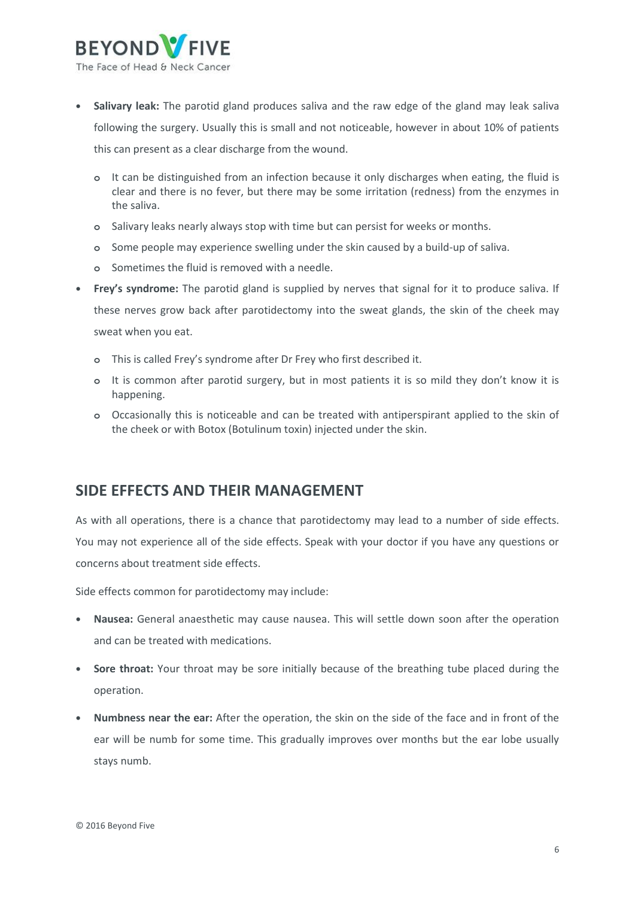- **Salivary leak:** The parotid gland produces saliva and the raw edge of the gland may leak saliva following the surgery. Usually this is small and not noticeable, however in about 10% of patients this can present as a clear discharge from the wound.
    - It can be distinguished from an infection because it only discharges when eating, the fluid is clear and there is no fever, but there may be some irritation (redness) from the enzymes in the saliva.
    - Salivary leaks nearly always stop with time but can persist for weeks or months.
    - Some people may experience swelling under the skin caused by a build-up of saliva.
    - Sometimes the fluid is removed with a needle.
- **Frey's syndrome:** The parotid gland is supplied by nerves that signal for it to produce saliva. If these nerves grow back after parotidectomy into the sweat glands, the skin of the cheek may sweat when you eat.
    - This is called Frey's syndrome after Dr Frey who first described it.
    - It is common after parotid surgery, but in most patients it is so mild they don't know it is happening.
    - Occasionally this is noticeable and can be treated with antiperspirant applied to the skin of the cheek or with Botox (Botulinum toxin) injected under the skin.

## SIDE EFFECTS AND THEIR MANAGEMENT

As with all operations, there is a chance that parotidectomy may lead to a number of side effects. You may not experience all of the side effects. Speak with your doctor if you have any questions or concerns about treatment side effects.

Side effects common for parotidectomy may include:

- **Nausea:** General anaesthetic may cause nausea. This will settle down soon after the operation and can be treated with medications.
- **Sore throat:** Your throat may be sore initially because of the breathing tube placed during the operation.
- **Numbness near the ear:** After the operation, the skin on the side of the face and in front of the ear will be numb for some time. This gradually improves over months but the ear lobe usually stays numb.

© 2016 Beyond Five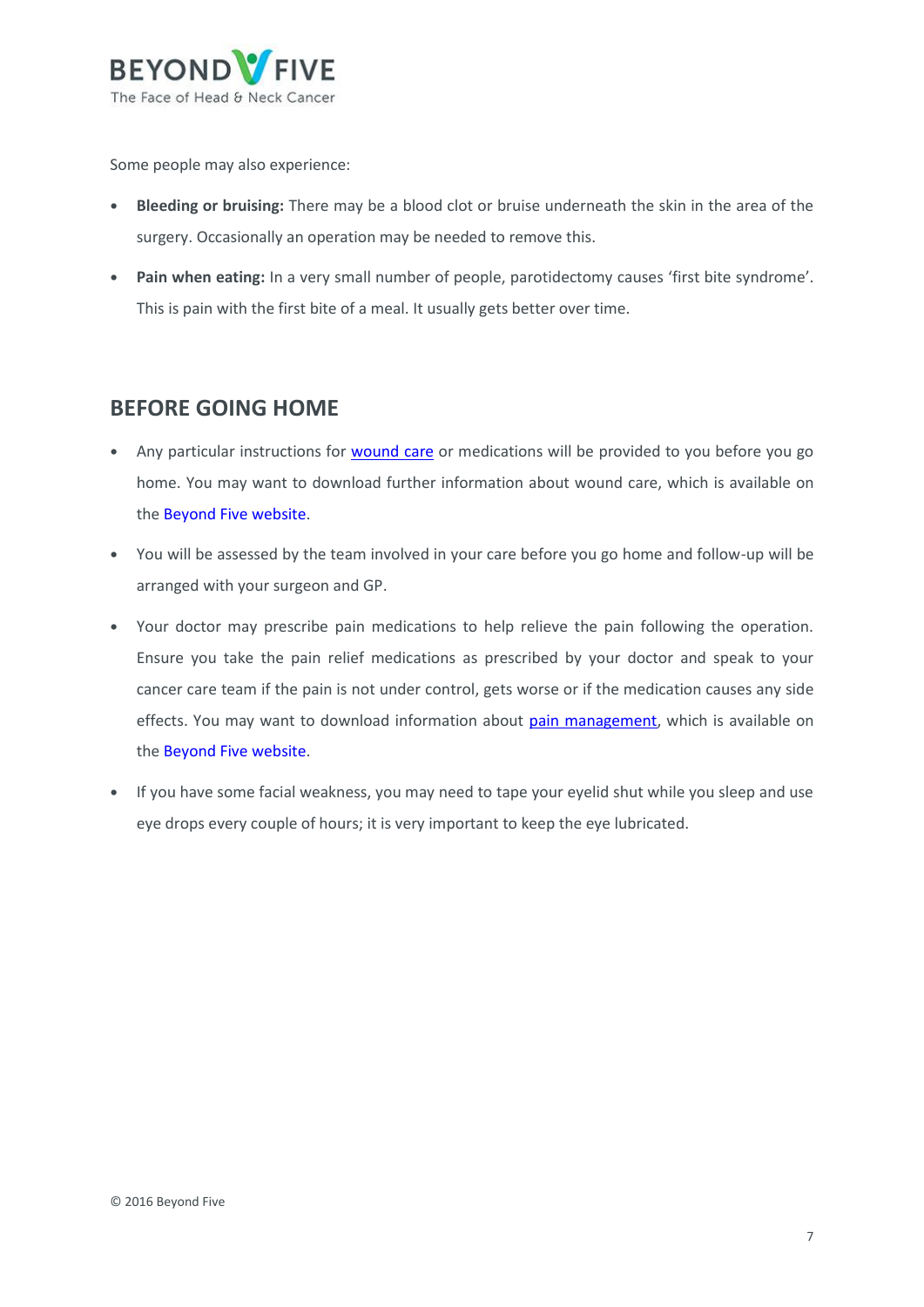Some people may also experience:

- **Bleeding or bruising:** There may be a blood clot or bruise underneath the skin in the area of the surgery. Occasionally an operation may be needed to remove this.
- **Pain when eating:** In a very small number of people, parotidectomy causes 'first bite syndrome'. This is pain with the first bite of a meal. It usually gets better over time.

## BEFORE GOING HOME

- Any particular instructions for wound care or medications will be provided to you before you go home. You may want to download further information about wound care, which is available on the Beyond Five website.
- You will be assessed by the team involved in your care before you go home and follow-up will be arranged with your surgeon and GP.
- Your doctor may prescribe pain medications to help relieve the pain following the operation. Ensure you take the pain relief medications as prescribed by your doctor and speak to your cancer care team if the pain is not under control, gets worse or if the medication causes any side effects. You may want to download information about pain management, which is available on the Beyond Five website.
- If you have some facial weakness, you may need to tape your eyelid shut while you sleep and use eye drops every couple of hours; it is very important to keep the eye lubricated.

© 2016 Beyond Five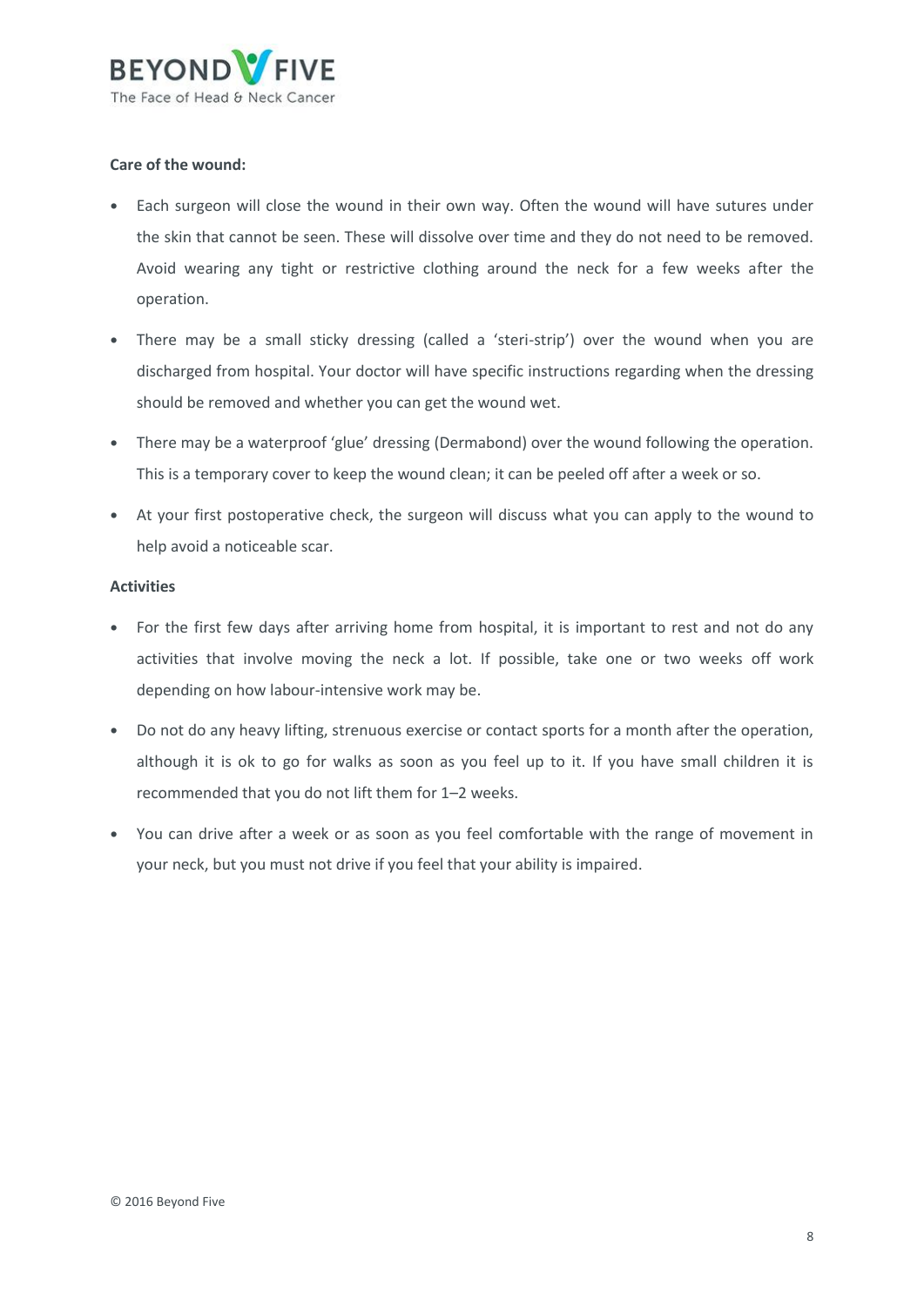**Care of the wound:**

- Each surgeon will close the wound in their own way. Often the wound will have sutures under the skin that cannot be seen. These will dissolve over time and they do not need to be removed. Avoid wearing any tight or restrictive clothing around the neck for a few weeks after the operation.
- There may be a small sticky dressing (called a 'steri-strip') over the wound when you are discharged from hospital. Your doctor will have specific instructions regarding when the dressing should be removed and whether you can get the wound wet.
- There may be a waterproof 'glue' dressing (Dermabond) over the wound following the operation. This is a temporary cover to keep the wound clean; it can be peeled off after a week or so.
- At your first postoperative check, the surgeon will discuss what you can apply to the wound to help avoid a noticeable scar.

**Activities**

- For the first few days after arriving home from hospital, it is important to rest and not do any activities that involve moving the neck a lot. If possible, take one or two weeks off work depending on how labour-intensive work may be.
- Do not do any heavy lifting, strenuous exercise or contact sports for a month after the operation, although it is ok to go for walks as soon as you feel up to it. If you have small children it is recommended that you do not lift them for 1–2 weeks.
- You can drive after a week or as soon as you feel comfortable with the range of movement in your neck, but you must not drive if you feel that your ability is impaired.

© 2016 Beyond Five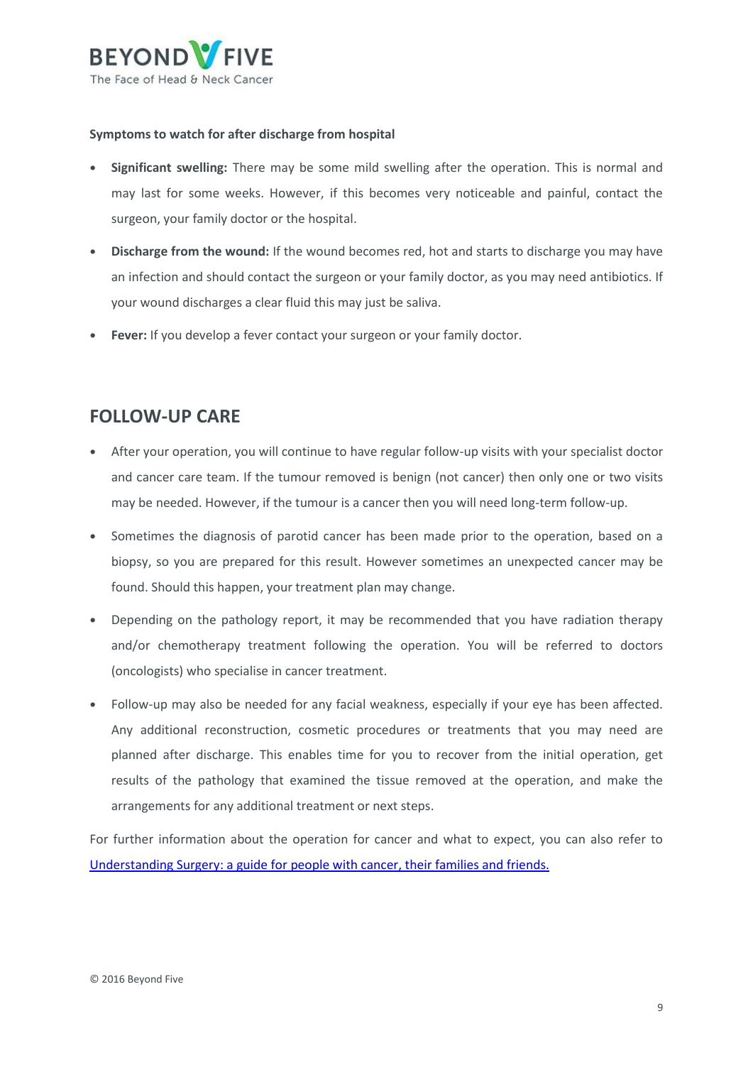**Symptoms to watch for after discharge from hospital**

- **Significant swelling:** There may be some mild swelling after the operation. This is normal and may last for some weeks. However, if this becomes very noticeable and painful, contact the surgeon, your family doctor or the hospital.
- **Discharge from the wound:** If the wound becomes red, hot and starts to discharge you may have an infection and should contact the surgeon or your family doctor, as you may need antibiotics. If your wound discharges a clear fluid this may just be saliva.
- **Fever:** If you develop a fever contact your surgeon or your family doctor.

## FOLLOW-UP CARE

- After your operation, you will continue to have regular follow-up visits with your specialist doctor and cancer care team. If the tumour removed is benign (not cancer) then only one or two visits may be needed. However, if the tumour is a cancer then you will need long-term follow-up.
- Sometimes the diagnosis of parotid cancer has been made prior to the operation, based on a biopsy, so you are prepared for this result. However sometimes an unexpected cancer may be found. Should this happen, your treatment plan may change.
- Depending on the pathology report, it may be recommended that you have radiation therapy and/or chemotherapy treatment following the operation. You will be referred to doctors (oncologists) who specialise in cancer treatment.
- Follow-up may also be needed for any facial weakness, especially if your eye has been affected. Any additional reconstruction, cosmetic procedures or treatments that you may need are planned after discharge. This enables time for you to recover from the initial operation, get results of the pathology that examined the tissue removed at the operation, and make the arrangements for any additional treatment or next steps.

For further information about the operation for cancer and what to expect, you can also refer to [Understanding Surgery: a guide for people with cancer, their families and friends.]

© 2016 Beyond Five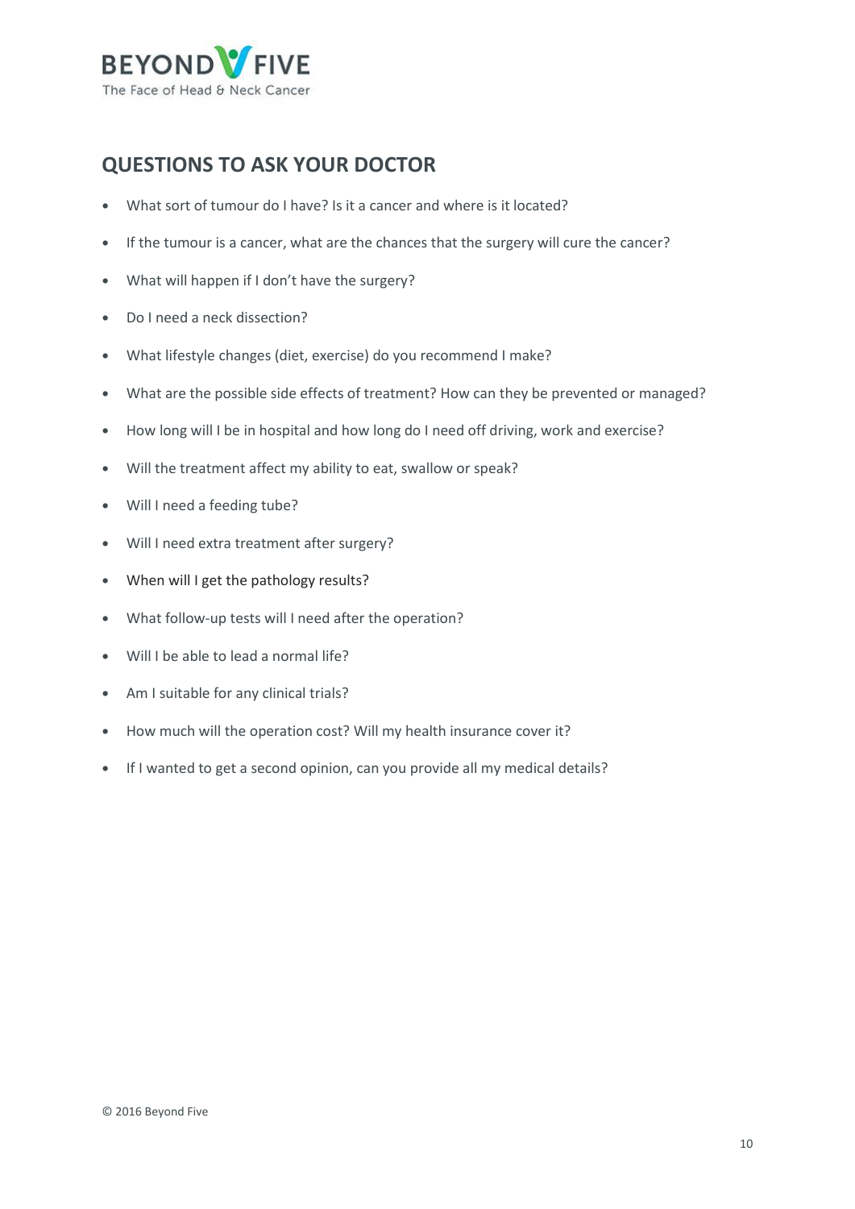## QUESTIONS TO ASK YOUR DOCTOR

- What sort of tumour do I have? Is it a cancer and where is it located?
- If the tumour is a cancer, what are the chances that the surgery will cure the cancer?
- What will happen if I don't have the surgery?
- Do I need a neck dissection?
- What lifestyle changes (diet, exercise) do you recommend I make?
- What are the possible side effects of treatment? How can they be prevented or managed?
- How long will I be in hospital and how long do I need off driving, work and exercise?
- Will the treatment affect my ability to eat, swallow or speak?
- Will I need a feeding tube?
- Will I need extra treatment after surgery?
- When will I get the pathology results?
- What follow-up tests will I need after the operation?
- Will I be able to lead a normal life?
- Am I suitable for any clinical trials?
- How much will the operation cost? Will my health insurance cover it?
- If I wanted to get a second opinion, can you provide all my medical details?

© 2016 Beyond Five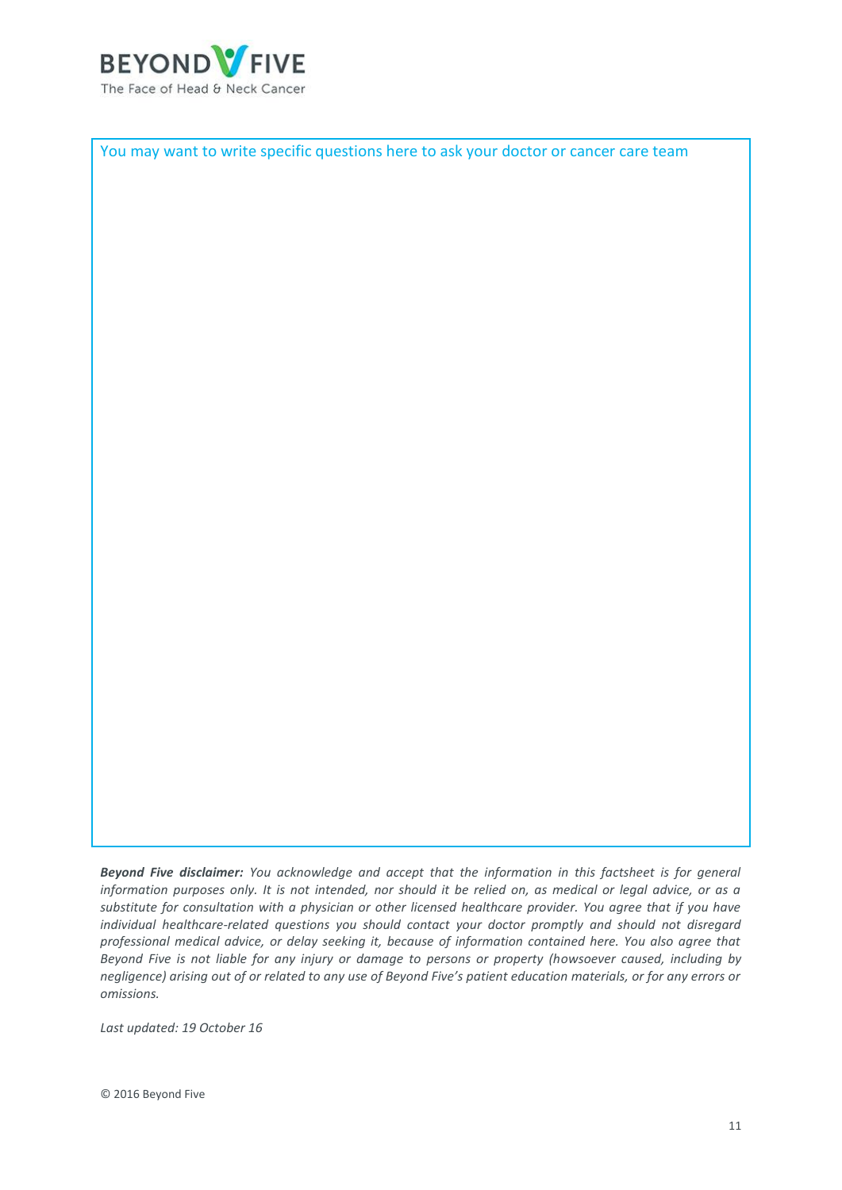You may want to write specific questions here to ask your doctor or cancer care team

***Beyond Five disclaimer:*** *You acknowledge and accept that the information in this factsheet is for general information purposes only. It is not intended, nor should it be relied on, as medical or legal advice, or as a substitute for consultation with a physician or other licensed healthcare provider. You agree that if you have individual healthcare-related questions you should contact your doctor promptly and should not disregard professional medical advice, or delay seeking it, because of information contained here. You also agree that Beyond Five is not liable for any injury or damage to persons or property (howsoever caused, including by negligence) arising out of or related to any use of Beyond Five's patient education materials, or for any errors or omissions.*

*Last updated: 19 October 16*

© 2016 Beyond Five